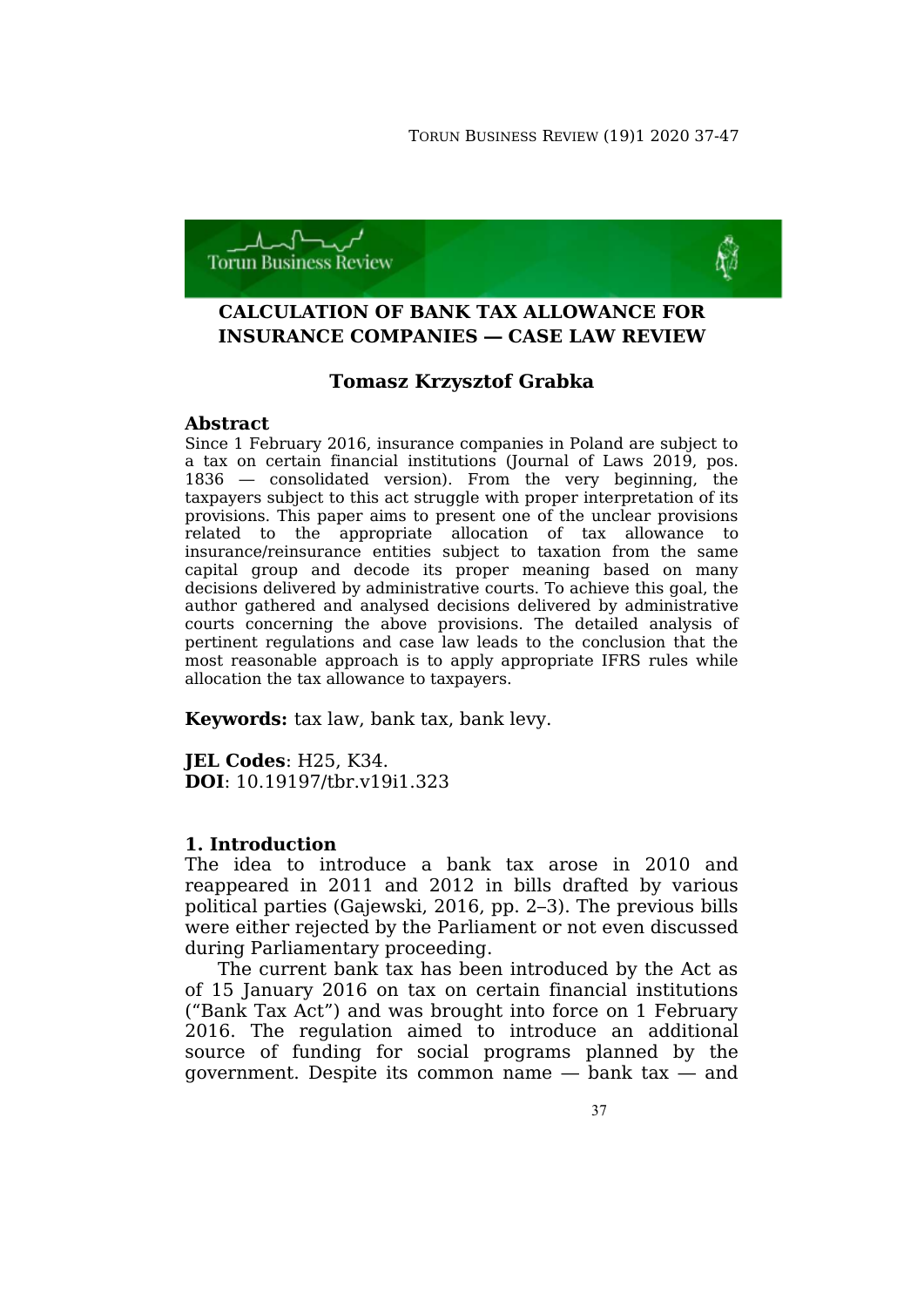# CALCULATION OF BANK TAX ALLOWANCE FOR INSURANCE COMPANIES — CASE LAW REVIEW

### Tomasz Krzysztof Grabka

## Abstract

Since 1 February 2016, insurance companies in Poland are subject to a tax on certain financial institutions (Journal of Laws 2019, pos. 1836 — consolidated version). From the very beginning, the taxpayers subject to this act struggle with proper interpretation of its provisions. This paper aims to present one of the unclear provisions related to the appropriate allocation of tax allowance to insurance/reinsurance entities subject to taxation from the same capital group and decode its proper meaning based on many decisions delivered by administrative courts. To achieve this goal, the author gathered and analysed decisions delivered by administrative courts concerning the above provisions. The detailed analysis of pertinent regulations and case law leads to the conclusion that the most reasonable approach is to apply appropriate IFRS rules while allocation the tax allowance to taxpayers.

**Keywords:** tax law, bank tax, bank levy.

**JEL Codes**: H25, K34.
**DOI**: 10.19197/tbr.v19i1.323

## 1. Introduction

The idea to introduce a bank tax arose in 2010 and reappeared in 2011 and 2012 in bills drafted by various political parties (Gajewski, 2016, pp. 2–3). The previous bills were either rejected by the Parliament or not even discussed during Parliamentary proceeding.

The current bank tax has been introduced by the Act as of 15 January 2016 on tax on certain financial institutions ("Bank Tax Act") and was brought into force on 1 February 2016. The regulation aimed to introduce an additional source of funding for social programs planned by the government. Despite its common name — bank tax — and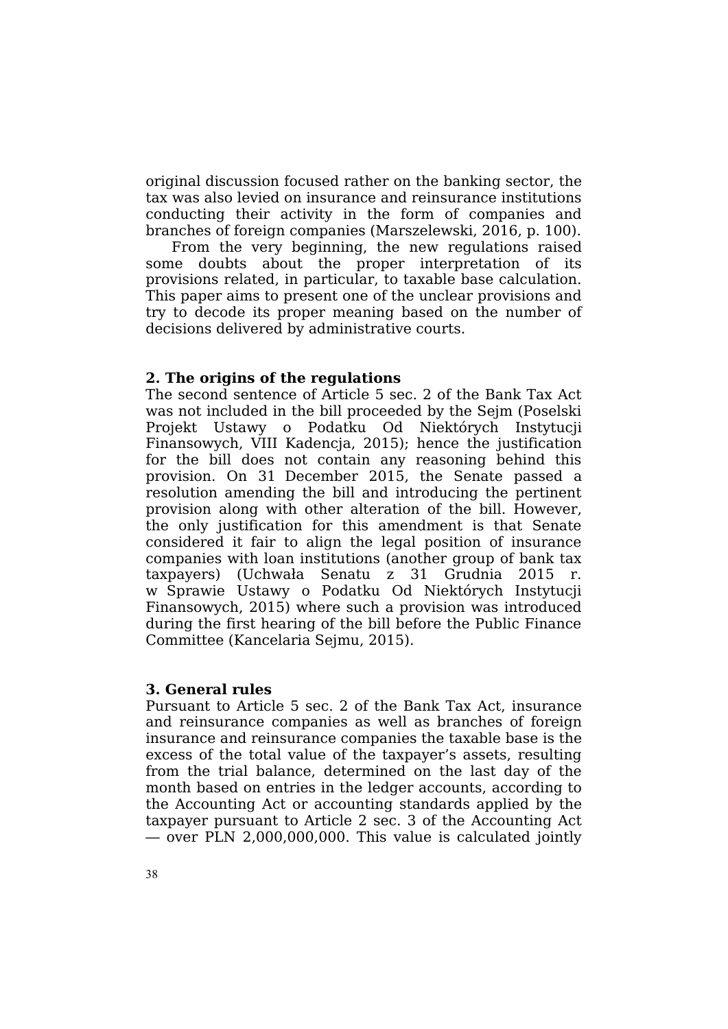original discussion focused rather on the banking sector, the tax was also levied on insurance and reinsurance institutions conducting their activity in the form of companies and branches of foreign companies (Marszelewski, 2016, p. 100).

From the very beginning, the new regulations raised some doubts about the proper interpretation of its provisions related, in particular, to taxable base calculation. This paper aims to present one of the unclear provisions and try to decode its proper meaning based on the number of decisions delivered by administrative courts.

## 2. The origins of the regulations

The second sentence of Article 5 sec. 2 of the Bank Tax Act was not included in the bill proceeded by the Sejm (Poselski Projekt Ustawy o Podatku Od Niektórych Instytucji Finansowych, VIII Kadencja, 2015); hence the justification for the bill does not contain any reasoning behind this provision. On 31 December 2015, the Senate passed a resolution amending the bill and introducing the pertinent provision along with other alteration of the bill. However, the only justification for this amendment is that Senate considered it fair to align the legal position of insurance companies with loan institutions (another group of bank tax taxpayers) (Uchwała Senatu z 31 Grudnia 2015 r. w Sprawie Ustawy o Podatku Od Niektórych Instytucji Finansowych, 2015) where such a provision was introduced during the first hearing of the bill before the Public Finance Committee (Kancelaria Sejmu, 2015).

## 3. General rules

Pursuant to Article 5 sec. 2 of the Bank Tax Act, insurance and reinsurance companies as well as branches of foreign insurance and reinsurance companies the taxable base is the excess of the total value of the taxpayer's assets, resulting from the trial balance, determined on the last day of the month based on entries in the ledger accounts, according to the Accounting Act or accounting standards applied by the taxpayer pursuant to Article 2 sec. 3 of the Accounting Act — over PLN 2,000,000,000. This value is calculated jointly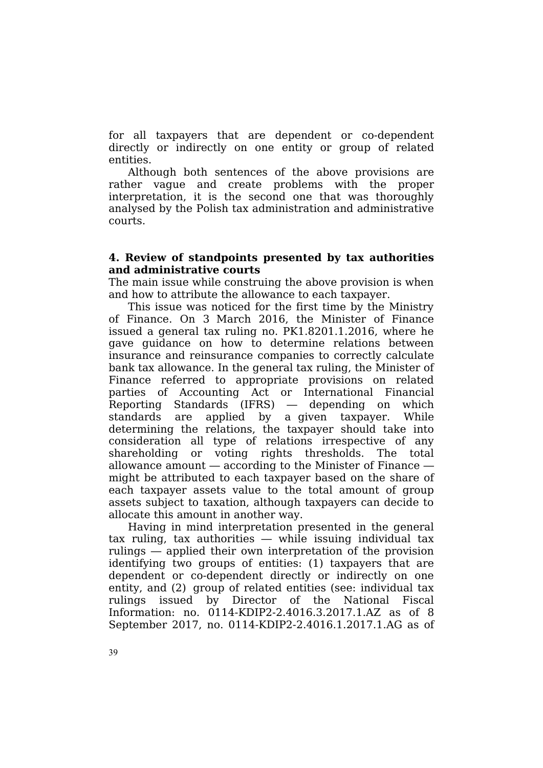for all taxpayers that are dependent or co-dependent directly or indirectly on one entity or group of related entities.

Although both sentences of the above provisions are rather vague and create problems with the proper interpretation, it is the second one that was thoroughly analysed by the Polish tax administration and administrative courts.

## 4. Review of standpoints presented by tax authorities and administrative courts

The main issue while construing the above provision is when and how to attribute the allowance to each taxpayer.

This issue was noticed for the first time by the Ministry of Finance. On 3 March 2016, the Minister of Finance issued a general tax ruling no. PK1.8201.1.2016, where he gave guidance on how to determine relations between insurance and reinsurance companies to correctly calculate bank tax allowance. In the general tax ruling, the Minister of Finance referred to appropriate provisions on related parties of Accounting Act or International Financial Reporting Standards (IFRS) — depending on which standards are applied by a given taxpayer. While determining the relations, the taxpayer should take into consideration all type of relations irrespective of any shareholding or voting rights thresholds. The total allowance amount — according to the Minister of Finance — might be attributed to each taxpayer based on the share of each taxpayer assets value to the total amount of group assets subject to taxation, although taxpayers can decide to allocate this amount in another way.

Having in mind interpretation presented in the general tax ruling, tax authorities — while issuing individual tax rulings — applied their own interpretation of the provision identifying two groups of entities: (1) taxpayers that are dependent or co-dependent directly or indirectly on one entity, and (2) group of related entities (see: individual tax rulings issued by Director of the National Fiscal Information: no. 0114-KDIP2-2.4016.3.2017.1.AZ as of 8 September 2017, no. 0114-KDIP2-2.4016.1.2017.1.AG as of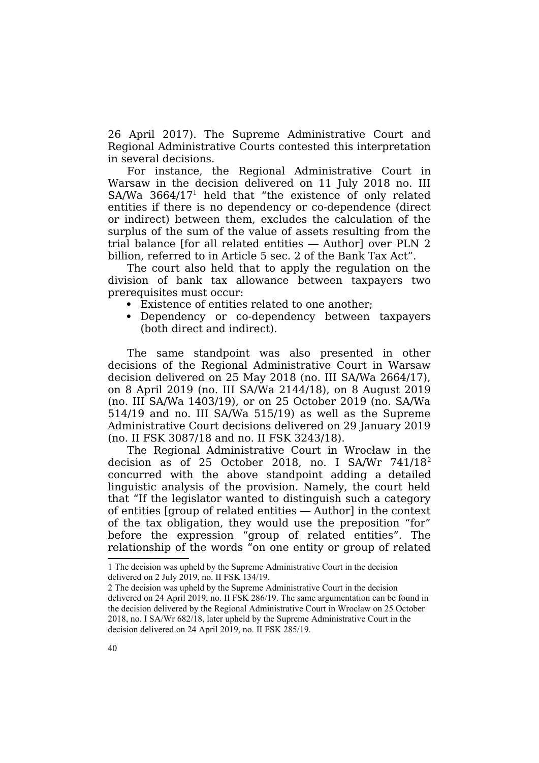26 April 2017). The Supreme Administrative Court and Regional Administrative Courts contested this interpretation in several decisions.

For instance, the Regional Administrative Court in Warsaw in the decision delivered on 11 July 2018 no. III SA/Wa 3664/17[1] held that "the existence of only related entities if there is no dependency or co-dependence (direct or indirect) between them, excludes the calculation of the surplus of the sum of the value of assets resulting from the trial balance [for all related entities — Author] over PLN 2 billion, referred to in Article 5 sec. 2 of the Bank Tax Act".

The court also held that to apply the regulation on the division of bank tax allowance between taxpayers two prerequisites must occur:

- Existence of entities related to one another;
- Dependency or co-dependency between taxpayers (both direct and indirect).

The same standpoint was also presented in other decisions of the Regional Administrative Court in Warsaw decision delivered on 25 May 2018 (no. III SA/Wa 2664/17), on 8 April 2019 (no. III SA/Wa 2144/18), on 8 August 2019 (no. III SA/Wa 1403/19), or on 25 October 2019 (no. SA/Wa 514/19 and no. III SA/Wa 515/19) as well as the Supreme Administrative Court decisions delivered on 29 January 2019 (no. II FSK 3087/18 and no. II FSK 3243/18).

The Regional Administrative Court in Wrocław in the decision as of 25 October 2018, no. I SA/Wr 741/18[2] concurred with the above standpoint adding a detailed linguistic analysis of the provision. Namely, the court held that "If the legislator wanted to distinguish such a category of entities [group of related entities — Author] in the context of the tax obligation, they would use the preposition "for" before the expression "group of related entities". The relationship of the words "on one entity or group of related

1 The decision was upheld by the Supreme Administrative Court in the decision delivered on 2 July 2019, no. II FSK 134/19.

2 The decision was upheld by the Supreme Administrative Court in the decision delivered on 24 April 2019, no. II FSK 286/19. The same argumentation can be found in the decision delivered by the Regional Administrative Court in Wrocław on 25 October 2018, no. I SA/Wr 682/18, later upheld by the Supreme Administrative Court in the decision delivered on 24 April 2019, no. II FSK 285/19.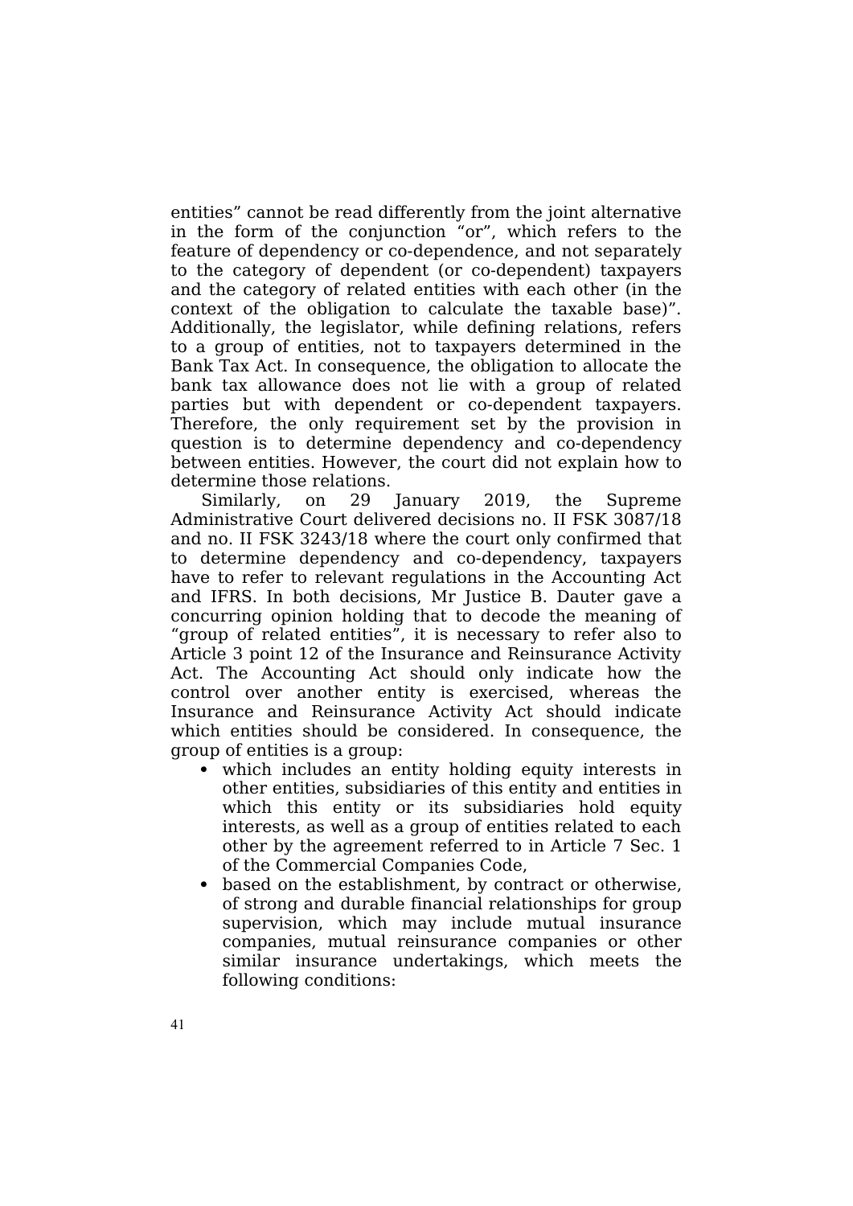entities" cannot be read differently from the joint alternative in the form of the conjunction "or", which refers to the feature of dependency or co-dependence, and not separately to the category of dependent (or co-dependent) taxpayers and the category of related entities with each other (in the context of the obligation to calculate the taxable base)". Additionally, the legislator, while defining relations, refers to a group of entities, not to taxpayers determined in the Bank Tax Act. In consequence, the obligation to allocate the bank tax allowance does not lie with a group of related parties but with dependent or co-dependent taxpayers. Therefore, the only requirement set by the provision in question is to determine dependency and co-dependency between entities. However, the court did not explain how to determine those relations.

Similarly, on 29 January 2019, the Supreme Administrative Court delivered decisions no. II FSK 3087/18 and no. II FSK 3243/18 where the court only confirmed that to determine dependency and co-dependency, taxpayers have to refer to relevant regulations in the Accounting Act and IFRS. In both decisions, Mr Justice B. Dauter gave a concurring opinion holding that to decode the meaning of "group of related entities", it is necessary to refer also to Article 3 point 12 of the Insurance and Reinsurance Activity Act. The Accounting Act should only indicate how the control over another entity is exercised, whereas the Insurance and Reinsurance Activity Act should indicate which entities should be considered. In consequence, the group of entities is a group:

- which includes an entity holding equity interests in other entities, subsidiaries of this entity and entities in which this entity or its subsidiaries hold equity interests, as well as a group of entities related to each other by the agreement referred to in Article 7 Sec. 1 of the Commercial Companies Code,
- based on the establishment, by contract or otherwise, of strong and durable financial relationships for group supervision, which may include mutual insurance companies, mutual reinsurance companies or other similar insurance undertakings, which meets the following conditions: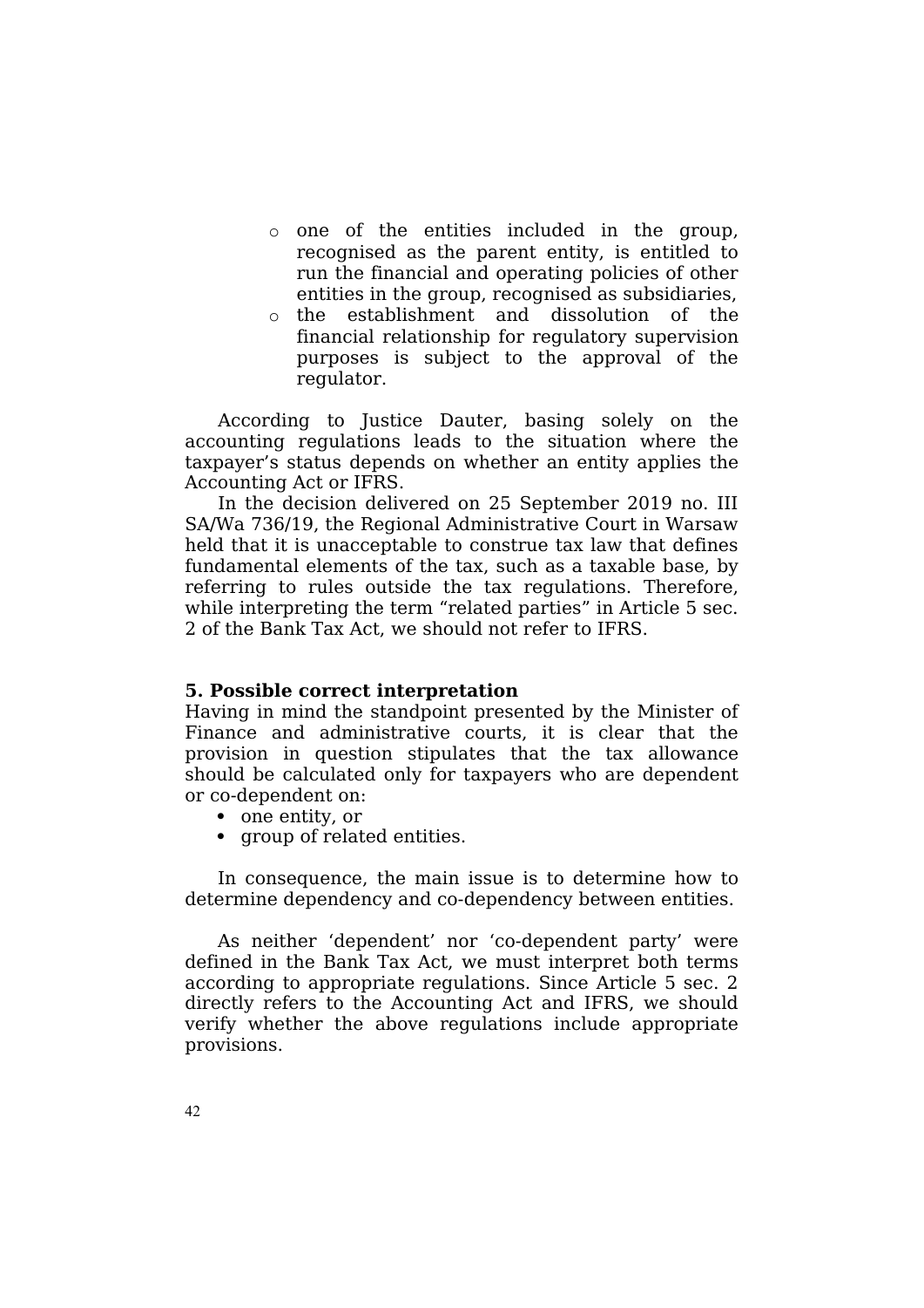- one of the entities included in the group, recognised as the parent entity, is entitled to run the financial and operating policies of other entities in the group, recognised as subsidiaries,
- the establishment and dissolution of the financial relationship for regulatory supervision purposes is subject to the approval of the regulator.

According to Justice Dauter, basing solely on the accounting regulations leads to the situation where the taxpayer's status depends on whether an entity applies the Accounting Act or IFRS.

In the decision delivered on 25 September 2019 no. III SA/Wa 736/19, the Regional Administrative Court in Warsaw held that it is unacceptable to construe tax law that defines fundamental elements of the tax, such as a taxable base, by referring to rules outside the tax regulations. Therefore, while interpreting the term "related parties" in Article 5 sec. 2 of the Bank Tax Act, we should not refer to IFRS.

**5. Possible correct interpretation**

Having in mind the standpoint presented by the Minister of Finance and administrative courts, it is clear that the provision in question stipulates that the tax allowance should be calculated only for taxpayers who are dependent or co-dependent on:

- one entity, or
- group of related entities.

In consequence, the main issue is to determine how to determine dependency and co-dependency between entities.

As neither 'dependent' nor 'co-dependent party' were defined in the Bank Tax Act, we must interpret both terms according to appropriate regulations. Since Article 5 sec. 2 directly refers to the Accounting Act and IFRS, we should verify whether the above regulations include appropriate provisions.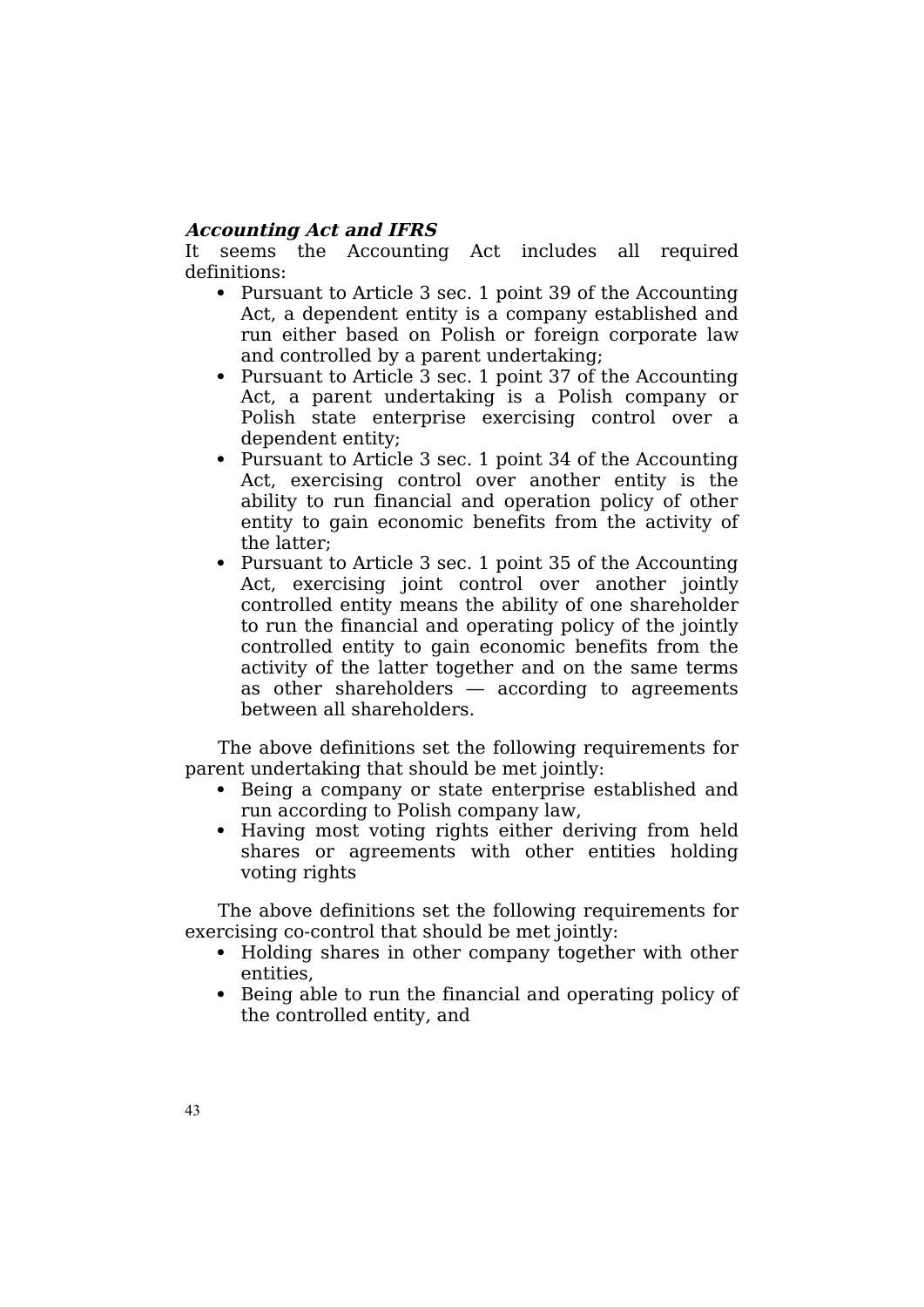### ***Accounting Act and IFRS***

It seems the Accounting Act includes all required definitions:

- Pursuant to Article 3 sec. 1 point 39 of the Accounting Act, a dependent entity is a company established and run either based on Polish or foreign corporate law and controlled by a parent undertaking;
- Pursuant to Article 3 sec. 1 point 37 of the Accounting Act, a parent undertaking is a Polish company or Polish state enterprise exercising control over a dependent entity;
- Pursuant to Article 3 sec. 1 point 34 of the Accounting Act, exercising control over another entity is the ability to run financial and operation policy of other entity to gain economic benefits from the activity of the latter;
- Pursuant to Article 3 sec. 1 point 35 of the Accounting Act, exercising joint control over another jointly controlled entity means the ability of one shareholder to run the financial and operating policy of the jointly controlled entity to gain economic benefits from the activity of the latter together and on the same terms as other shareholders — according to agreements between all shareholders.

The above definitions set the following requirements for parent undertaking that should be met jointly:

- Being a company or state enterprise established and run according to Polish company law,
- Having most voting rights either deriving from held shares or agreements with other entities holding voting rights

The above definitions set the following requirements for exercising co-control that should be met jointly:

- Holding shares in other company together with other entities,
- Being able to run the financial and operating policy of the controlled entity, and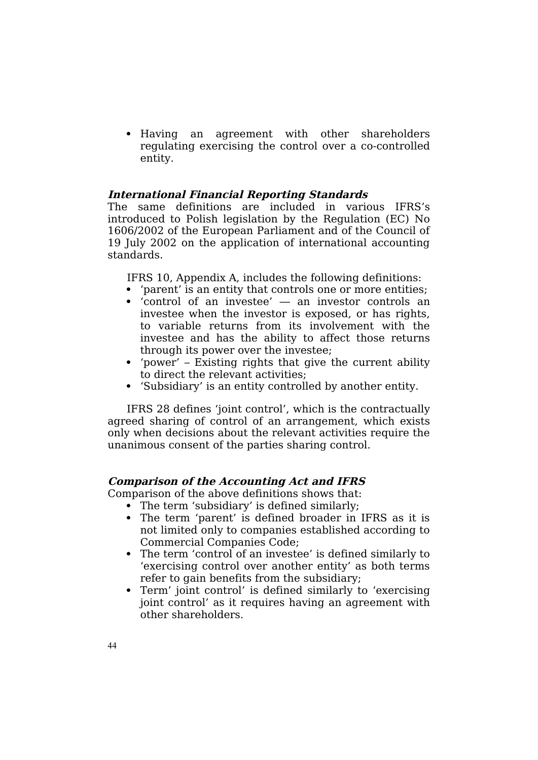- Having an agreement with other shareholders regulating exercising the control over a co-controlled entity.

### *International Financial Reporting Standards*

The same definitions are included in various IFRS's introduced to Polish legislation by the Regulation (EC) No 1606/2002 of the European Parliament and of the Council of 19 July 2002 on the application of international accounting standards.

IFRS 10, Appendix A, includes the following definitions:

- 'parent' is an entity that controls one or more entities;
- 'control of an investee' — an investor controls an investee when the investor is exposed, or has rights, to variable returns from its involvement with the investee and has the ability to affect those returns through its power over the investee;
- 'power' – Existing rights that give the current ability to direct the relevant activities;
- 'Subsidiary' is an entity controlled by another entity.

IFRS 28 defines 'joint control', which is the contractually agreed sharing of control of an arrangement, which exists only when decisions about the relevant activities require the unanimous consent of the parties sharing control.

### *Comparison of the Accounting Act and IFRS*

Comparison of the above definitions shows that:

- The term 'subsidiary' is defined similarly;
- The term 'parent' is defined broader in IFRS as it is not limited only to companies established according to Commercial Companies Code;
- The term 'control of an investee' is defined similarly to 'exercising control over another entity' as both terms refer to gain benefits from the subsidiary;
- Term' joint control' is defined similarly to 'exercising joint control' as it requires having an agreement with other shareholders.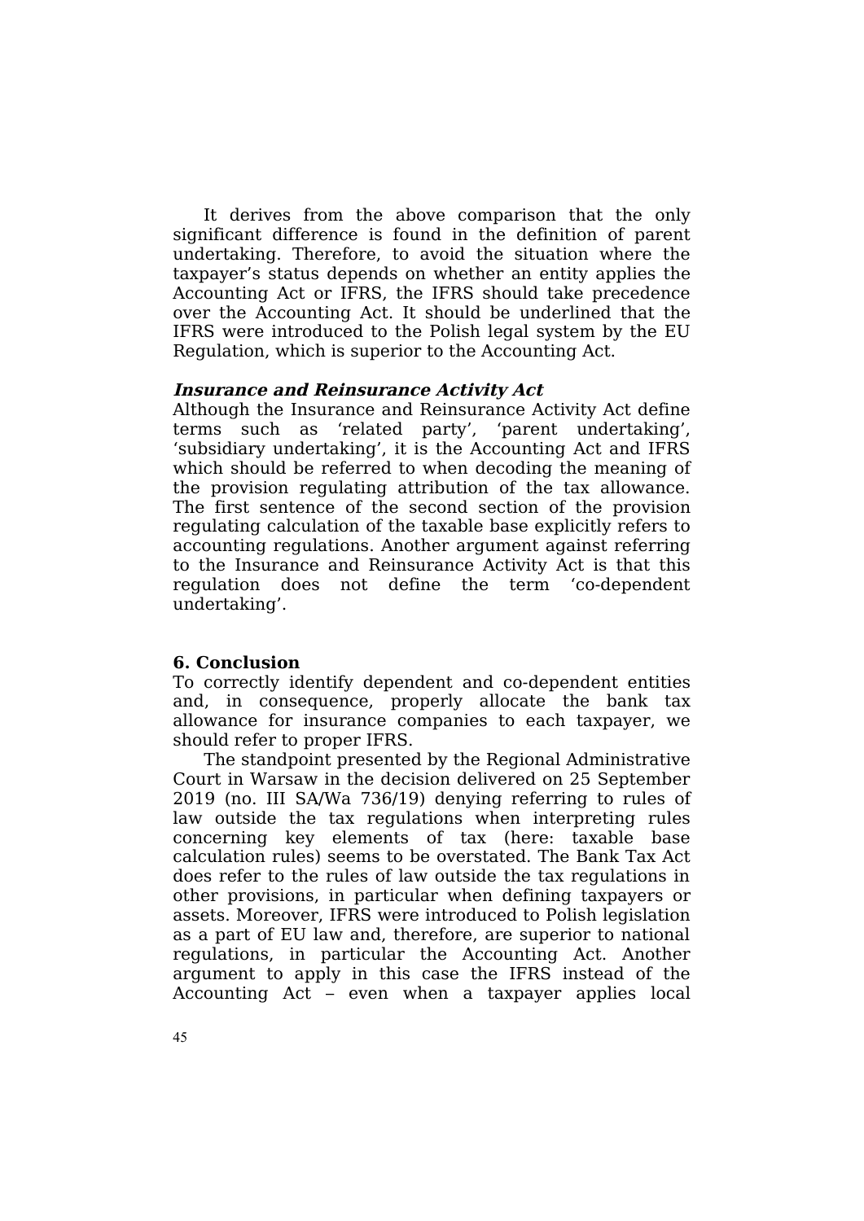It derives from the above comparison that the only significant difference is found in the definition of parent undertaking. Therefore, to avoid the situation where the taxpayer's status depends on whether an entity applies the Accounting Act or IFRS, the IFRS should take precedence over the Accounting Act. It should be underlined that the IFRS were introduced to the Polish legal system by the EU Regulation, which is superior to the Accounting Act.

***Insurance and Reinsurance Activity Act***

Although the Insurance and Reinsurance Activity Act define terms such as 'related party', 'parent undertaking', 'subsidiary undertaking', it is the Accounting Act and IFRS which should be referred to when decoding the meaning of the provision regulating attribution of the tax allowance. The first sentence of the second section of the provision regulating calculation of the taxable base explicitly refers to accounting regulations. Another argument against referring to the Insurance and Reinsurance Activity Act is that this regulation does not define the term 'co-dependent undertaking'.

## 6. Conclusion

To correctly identify dependent and co-dependent entities and, in consequence, properly allocate the bank tax allowance for insurance companies to each taxpayer, we should refer to proper IFRS.

The standpoint presented by the Regional Administrative Court in Warsaw in the decision delivered on 25 September 2019 (no. III SA/Wa 736/19) denying referring to rules of law outside the tax regulations when interpreting rules concerning key elements of tax (here: taxable base calculation rules) seems to be overstated. The Bank Tax Act does refer to the rules of law outside the tax regulations in other provisions, in particular when defining taxpayers or assets. Moreover, IFRS were introduced to Polish legislation as a part of EU law and, therefore, are superior to national regulations, in particular the Accounting Act. Another argument to apply in this case the IFRS instead of the Accounting Act – even when a taxpayer applies local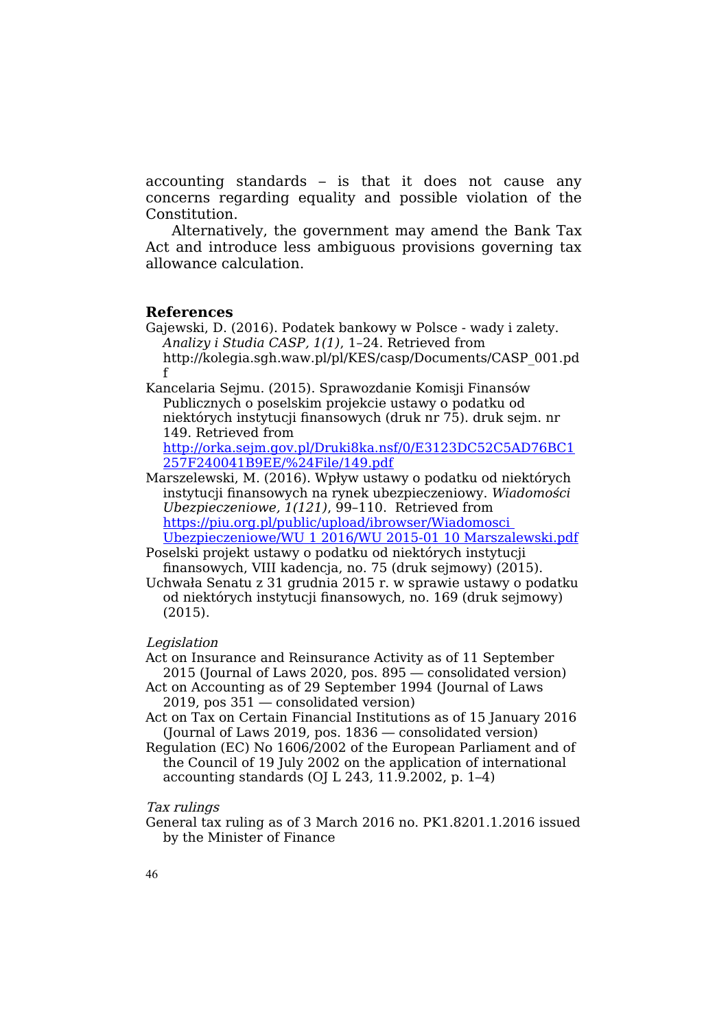accounting standards – is that it does not cause any concerns regarding equality and possible violation of the Constitution.

Alternatively, the government may amend the Bank Tax Act and introduce less ambiguous provisions governing tax allowance calculation.

## References

Gajewski, D. (2016). Podatek bankowy w Polsce - wady i zalety. *Analizy i Studia CASP, 1(1)*, 1–24. Retrieved from http://kolegia.sgh.waw.pl/pl/KES/casp/Documents/CASP_001.pdf

Kancelaria Sejmu. (2015). Sprawozdanie Komisji Finansów Publicznych o poselskim projekcie ustawy o podatku od niektórych instytucji finansowych (druk nr 75). druk sejm. nr 149. Retrieved from http://orka.sejm.gov.pl/Druki8ka.nsf/0/E3123DC52C5AD76BC1257F240041B9EE/%24File/149.pdf

Marszelewski, M. (2016). Wpływ ustawy o podatku od niektórych instytucji finansowych na rynek ubezpieczeniowy. *Wiadomości Ubezpieczeniowe, 1(121)*, 99–110. Retrieved from https://piu.org.pl/public/upload/ibrowser/Wiadomosci Ubezpieczeniowe/WU 1 2016/WU 2015-01 10 Marszalewski.pdf

Poselski projekt ustawy o podatku od niektórych instytucji finansowych, VIII kadencja, no. 75 (druk sejmowy) (2015).

Uchwała Senatu z 31 grudnia 2015 r. w sprawie ustawy o podatku od niektórych instytucji finansowych, no. 169 (druk sejmowy) (2015).

*Legislation*

Act on Insurance and Reinsurance Activity as of 11 September 2015 (Journal of Laws 2020, pos. 895 — consolidated version)

Act on Accounting as of 29 September 1994 (Journal of Laws 2019, pos 351 — consolidated version)

Act on Tax on Certain Financial Institutions as of 15 January 2016 (Journal of Laws 2019, pos. 1836 — consolidated version)

Regulation (EC) No 1606/2002 of the European Parliament and of the Council of 19 July 2002 on the application of international accounting standards (OJ L 243, 11.9.2002, p. 1–4)

*Tax rulings*

General tax ruling as of 3 March 2016 no. PK1.8201.1.2016 issued by the Minister of Finance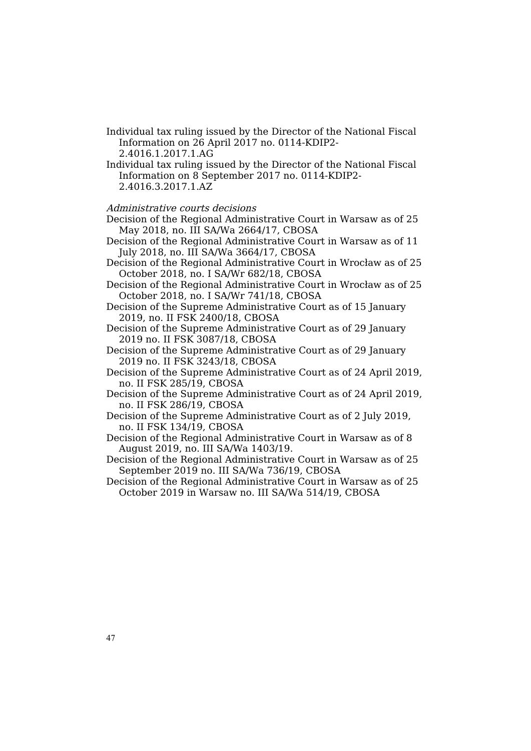Individual tax ruling issued by the Director of the National Fiscal Information on 26 April 2017 no. 0114-KDIP2-2.4016.1.2017.1.AG

Individual tax ruling issued by the Director of the National Fiscal Information on 8 September 2017 no. 0114-KDIP2-2.4016.3.2017.1.AZ

*Administrative courts decisions*

Decision of the Regional Administrative Court in Warsaw as of 25 May 2018, no. III SA/Wa 2664/17, CBOSA

Decision of the Regional Administrative Court in Warsaw as of 11 July 2018, no. III SA/Wa 3664/17, CBOSA

Decision of the Regional Administrative Court in Wrocław as of 25 October 2018, no. I SA/Wr 682/18, CBOSA

Decision of the Regional Administrative Court in Wrocław as of 25 October 2018, no. I SA/Wr 741/18, CBOSA

Decision of the Supreme Administrative Court as of 15 January 2019, no. II FSK 2400/18, CBOSA

Decision of the Supreme Administrative Court as of 29 January 2019 no. II FSK 3087/18, CBOSA

Decision of the Supreme Administrative Court as of 29 January 2019 no. II FSK 3243/18, CBOSA

Decision of the Supreme Administrative Court as of 24 April 2019, no. II FSK 285/19, CBOSA

Decision of the Supreme Administrative Court as of 24 April 2019, no. II FSK 286/19, CBOSA

Decision of the Supreme Administrative Court as of 2 July 2019, no. II FSK 134/19, CBOSA

Decision of the Regional Administrative Court in Warsaw as of 8 August 2019, no. III SA/Wa 1403/19.

Decision of the Regional Administrative Court in Warsaw as of 25 September 2019 no. III SA/Wa 736/19, CBOSA

Decision of the Regional Administrative Court in Warsaw as of 25 October 2019 in Warsaw no. III SA/Wa 514/19, CBOSA